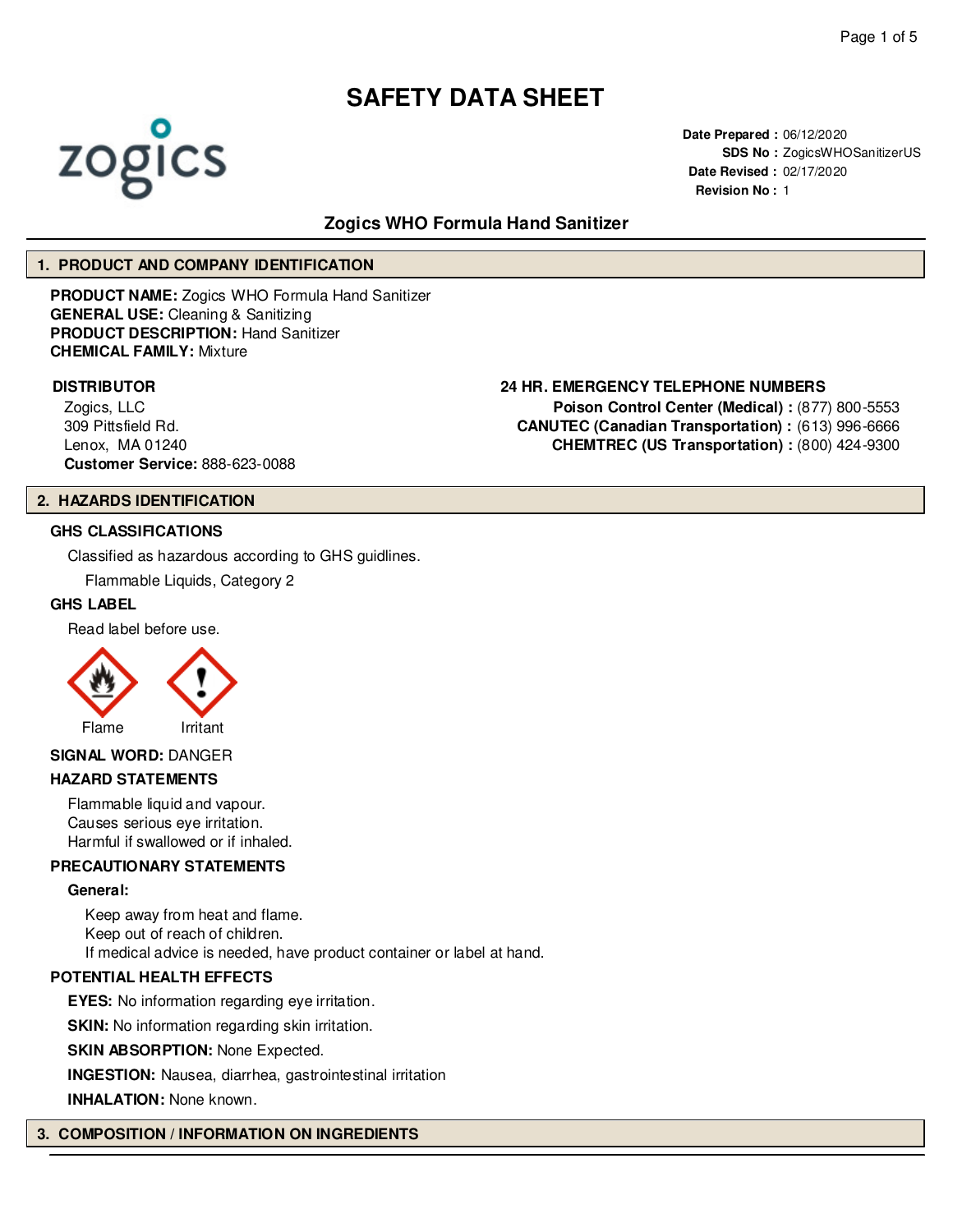# SAFETY DATA SHEET

zogics

**Date Prepared :** 06/12/2020
**SDS No :** ZogicsWHOSanitizerUS
**Date Revised :** 02/17/2020
**Revision No :** 1

## Zogics WHO Formula Hand Sanitizer

## 1. PRODUCT AND COMPANY IDENTIFICATION

**PRODUCT NAME:** Zogics WHO Formula Hand Sanitizer
**GENERAL USE:** Cleaning & Sanitizing
**PRODUCT DESCRIPTION:** Hand Sanitizer
**CHEMICAL FAMILY:** Mixture

### DISTRIBUTOR

Zogics, LLC
309 Pittsfield Rd.
Lenox, MA 01240
**Customer Service:** 888-623-0088

### 24 HR. EMERGENCY TELEPHONE NUMBERS

**Poison Control Center (Medical) :** (877) 800-5553
**CANUTEC (Canadian Transportation) :** (613) 996-6666
**CHEMTREC (US Transportation) :** (800) 424-9300

## 2. HAZARDS IDENTIFICATION

### GHS CLASSIFICATIONS

Classified as hazardous according to GHS guidlines.

Flammable Liquids, Category 2

### GHS LABEL

Read label before use.

Flame Irritant

**SIGNAL WORD:** DANGER

### HAZARD STATEMENTS

Flammable liquid and vapour.
Causes serious eye irritation.
Harmful if swallowed or if inhaled.

### PRECAUTIONARY STATEMENTS

**General:**

Keep away from heat and flame.
Keep out of reach of children.
If medical advice is needed, have product container or label at hand.

### POTENTIAL HEALTH EFFECTS

**EYES:** No information regarding eye irritation.

**SKIN:** No information regarding skin irritation.

**SKIN ABSORPTION:** None Expected.

**INGESTION:** Nausea, diarrhea, gastrointestinal irritation

**INHALATION:** None known.

## 3. COMPOSITION / INFORMATION ON INGREDIENTS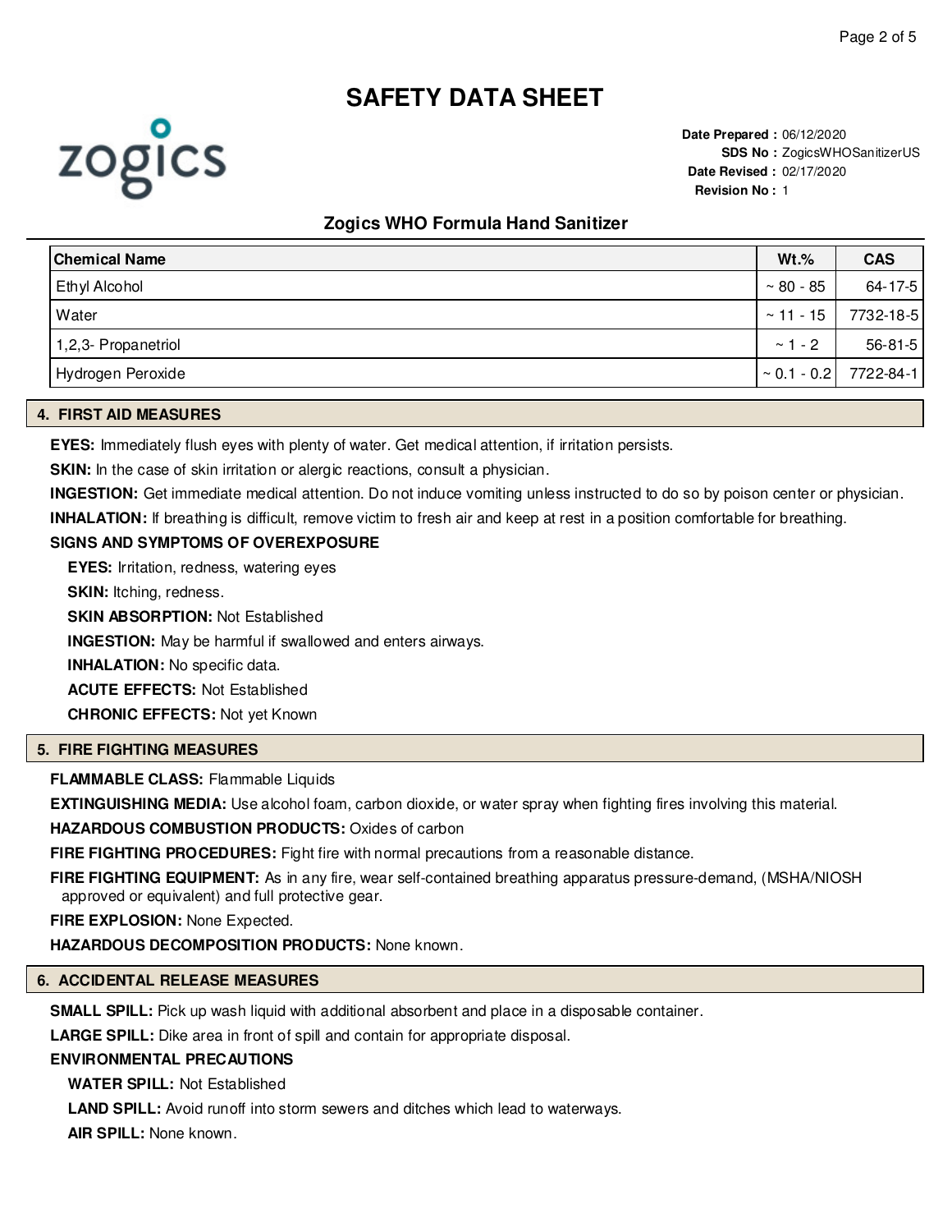# SAFETY DATA SHEET

**Date Prepared :** 06/12/2020
**SDS No :** ZogicsWHOSanitizerUS
**Date Revised :** 02/17/2020
**Revision No :** 1

## Zogics WHO Formula Hand Sanitizer

| Chemical Name | Wt.% | CAS |
|---|---|---|
| Ethyl Alcohol | ~ 80 - 85 | 64-17-5 |
| Water | ~ 11 - 15 | 7732-18-5 |
| 1,2,3- Propanetriol | ~ 1 - 2 | 56-81-5 |
| Hydrogen Peroxide | ~ 0.1 - 0.2 | 7722-84-1 |

## 4. FIRST AID MEASURES

**EYES:** Immediately flush eyes with plenty of water. Get medical attention, if irritation persists.

**SKIN:** In the case of skin irritation or alergic reactions, consult a physician.

**INGESTION:** Get immediate medical attention. Do not induce vomiting unless instructed to do so by poison center or physician.

**INHALATION:** If breathing is difficult, remove victim to fresh air and keep at rest in a position comfortable for breathing.

**SIGNS AND SYMPTOMS OF OVEREXPOSURE**

**EYES:** Irritation, redness, watering eyes

**SKIN:** Itching, redness.

**SKIN ABSORPTION:** Not Established

**INGESTION:** May be harmful if swallowed and enters airways.

**INHALATION:** No specific data.

**ACUTE EFFECTS:** Not Established

**CHRONIC EFFECTS:** Not yet Known

## 5. FIRE FIGHTING MEASURES

**FLAMMABLE CLASS:** Flammable Liquids

**EXTINGUISHING MEDIA:** Use alcohol foam, carbon dioxide, or water spray when fighting fires involving this material.

**HAZARDOUS COMBUSTION PRODUCTS:** Oxides of carbon

**FIRE FIGHTING PROCEDURES:** Fight fire with normal precautions from a reasonable distance.

**FIRE FIGHTING EQUIPMENT:** As in any fire, wear self-contained breathing apparatus pressure-demand, (MSHA/NIOSH approved or equivalent) and full protective gear.

**FIRE EXPLOSION:** None Expected.

**HAZARDOUS DECOMPOSITION PRODUCTS:** None known.

## 6. ACCIDENTAL RELEASE MEASURES

**SMALL SPILL:** Pick up wash liquid with additional absorbent and place in a disposable container.

**LARGE SPILL:** Dike area in front of spill and contain for appropriate disposal.

**ENVIRONMENTAL PRECAUTIONS**

**WATER SPILL:** Not Established

**LAND SPILL:** Avoid runoff into storm sewers and ditches which lead to waterways.

**AIR SPILL:** None known.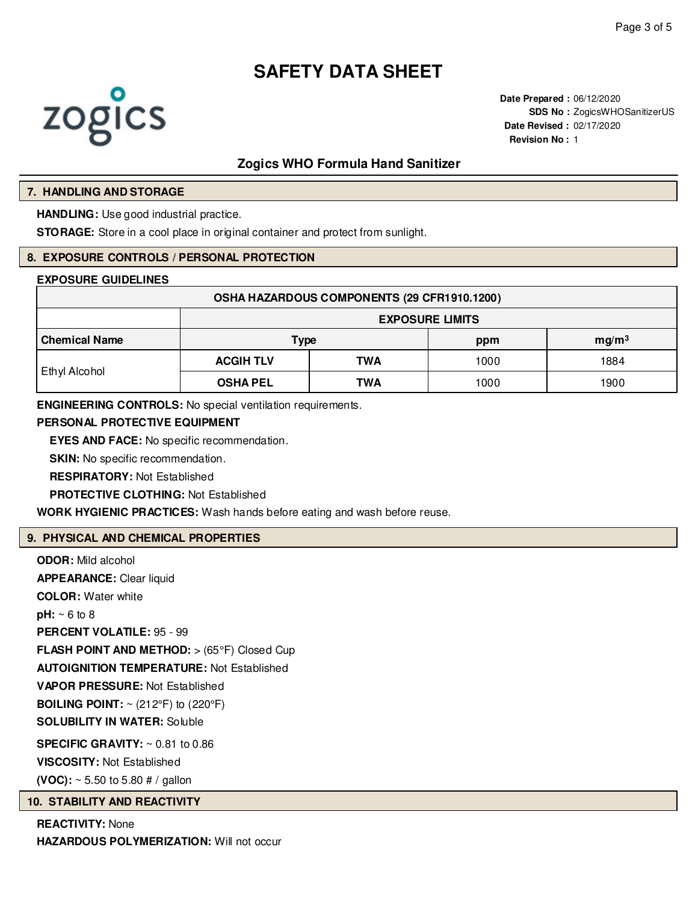# SAFETY DATA SHEET

**Date Prepared :** 06/12/2020
**SDS No :** ZogicsWHOSanitizerUS
**Date Revised :** 02/17/2020
**Revision No :** 1

## Zogics WHO Formula Hand Sanitizer

## 7. HANDLING AND STORAGE

**HANDLING:** Use good industrial practice.

**STORAGE:** Store in a cool place in original container and protect from sunlight.

## 8. EXPOSURE CONTROLS / PERSONAL PROTECTION

**EXPOSURE GUIDELINES**

| OSHA HAZARDOUS COMPONENTS (29 CFR1910.1200) | | | | |
|---|---|---|---|---|
| | EXPOSURE LIMITS | | | |
| **Chemical Name** | **Type** | | **ppm** | **mg/m³** |
| Ethyl Alcohol | **ACGIH TLV** | **TWA** | 1000 | 1884 |
| | **OSHA PEL** | **TWA** | 1000 | 1900 |

**ENGINEERING CONTROLS:** No special ventilation requirements.

**PERSONAL PROTECTIVE EQUIPMENT**

**EYES AND FACE:** No specific recommendation.

**SKIN:** No specific recommendation.

**RESPIRATORY:** Not Established

**PROTECTIVE CLOTHING:** Not Established

**WORK HYGIENIC PRACTICES:** Wash hands before eating and wash before reuse.

## 9. PHYSICAL AND CHEMICAL PROPERTIES

**ODOR:** Mild alcohol

**APPEARANCE:** Clear liquid

**COLOR:** Water white

**pH:** ~ 6 to 8

**PERCENT VOLATILE:** 95 - 99

**FLASH POINT AND METHOD:** > (65°F) Closed Cup

**AUTOIGNITION TEMPERATURE:** Not Established

**VAPOR PRESSURE:** Not Established

**BOILING POINT:** ~ (212°F) to (220°F)

**SOLUBILITY IN WATER:** Soluble

**SPECIFIC GRAVITY:** ~ 0.81 to 0.86

**VISCOSITY:** Not Established

**(VOC):** ~ 5.50 to 5.80 # / gallon

## 10. STABILITY AND REACTIVITY

**REACTIVITY:** None

**HAZARDOUS POLYMERIZATION:** Will not occur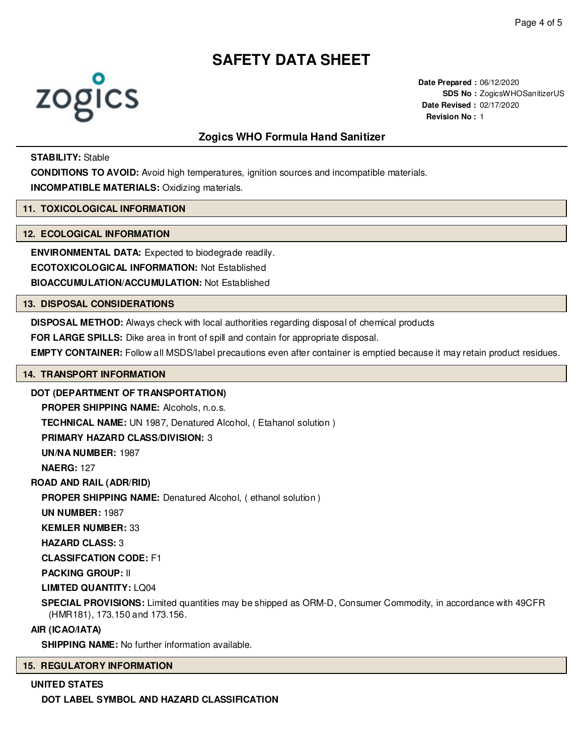# SAFETY DATA SHEET

zogics

**Date Prepared :** 06/12/2020
**SDS No :** ZogicsWHOSanitizerUS
**Date Revised :** 02/17/2020
**Revision No :** 1

## Zogics WHO Formula Hand Sanitizer

**STABILITY:** Stable

**CONDITIONS TO AVOID:** Avoid high temperatures, ignition sources and incompatible materials.

**INCOMPATIBLE MATERIALS:** Oxidizing materials.

## 11. TOXICOLOGICAL INFORMATION

## 12. ECOLOGICAL INFORMATION

**ENVIRONMENTAL DATA:** Expected to biodegrade readily.

**ECOTOXICOLOGICAL INFORMATION:** Not Established

**BIOACCUMULATION/ACCUMULATION:** Not Established

## 13. DISPOSAL CONSIDERATIONS

**DISPOSAL METHOD:** Always check with local authorities regarding disposal of chemical products

**FOR LARGE SPILLS:** Dike area in front of spill and contain for appropriate disposal.

**EMPTY CONTAINER:** Follow all MSDS/label precautions even after container is emptied because it may retain product residues.

## 14. TRANSPORT INFORMATION

**DOT (DEPARTMENT OF TRANSPORTATION)**

**PROPER SHIPPING NAME:** Alcohols, n.o.s.

**TECHNICAL NAME:** UN 1987, Denatured Alcohol, ( Etahanol solution )

**PRIMARY HAZARD CLASS/DIVISION:** 3

**UN/NA NUMBER:** 1987

**NAERG:** 127

**ROAD AND RAIL (ADR/RID)**

**PROPER SHIPPING NAME:** Denatured Alcohol, ( ethanol solution )

**UN NUMBER:** 1987

**KEMLER NUMBER:** 33

**HAZARD CLASS:** 3

**CLASSIFCATION CODE:** F1

**PACKING GROUP:** II

**LIMITED QUANTITY:** LQ04

**SPECIAL PROVISIONS:** Limited quantities may be shipped as ORM-D, Consumer Commodity, in accordance with 49CFR (HMR181), 173.150 and 173.156.

**AIR (ICAO/IATA)**

**SHIPPING NAME:** No further information available.

## 15. REGULATORY INFORMATION

**UNITED STATES**

**DOT LABEL SYMBOL AND HAZARD CLASSIFICATION**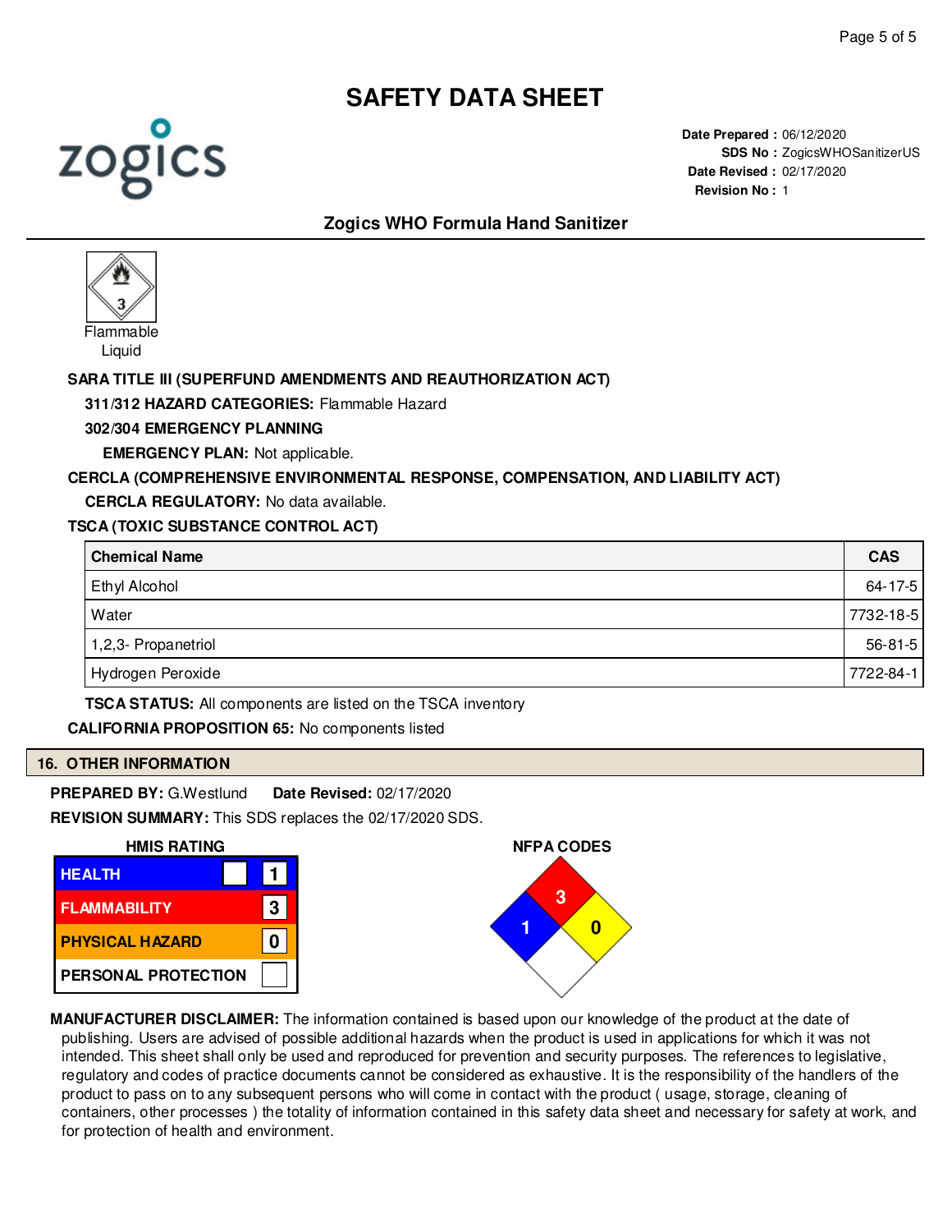# SAFETY DATA SHEET

zogics

**Date Prepared :** 06/12/2020
**SDS No :** ZogicsWHOSanitizerUS
**Date Revised :** 02/17/2020
**Revision No :** 1

## Zogics WHO Formula Hand Sanitizer

Flammable Liquid

**SARA TITLE III (SUPERFUND AMENDMENTS AND REAUTHORIZATION ACT)**

**311/312 HAZARD CATEGORIES:** Flammable Hazard

**302/304 EMERGENCY PLANNING**

**EMERGENCY PLAN:** Not applicable.

**CERCLA (COMPREHENSIVE ENVIRONMENTAL RESPONSE, COMPENSATION, AND LIABILITY ACT)**

**CERCLA REGULATORY:** No data available.

**TSCA (TOXIC SUBSTANCE CONTROL ACT)**

| Chemical Name | CAS |
|---|---|
| Ethyl Alcohol | 64-17-5 |
| Water | 7732-18-5 |
| 1,2,3- Propanetriol | 56-81-5 |
| Hydrogen Peroxide | 7722-84-1 |

**TSCA STATUS:** All components are listed on the TSCA inventory

**CALIFORNIA PROPOSITION 65:** No components listed

## 16. OTHER INFORMATION

**PREPARED BY:** G.Westlund **Date Revised:** 02/17/2020

**REVISION SUMMARY:** This SDS replaces the 02/17/2020 SDS.

**HMIS RATING**

| | | |
|---|---|---|
| HEALTH | | 1 |
| FLAMMABILITY | | 3 |
| PHYSICAL HAZARD | | 0 |
| PERSONAL PROTECTION | | |

**NFPA CODES**

3
1
0

**MANUFACTURER DISCLAIMER:** The information contained is based upon our knowledge of the product at the date of publishing. Users are advised of possible additional hazards when the product is used in applications for which it was not intended. This sheet shall only be used and reproduced for prevention and security purposes. The references to legislative, regulatory and codes of practice documents cannot be considered as exhaustive. It is the responsibility of the handlers of the product to pass on to any subsequent persons who will come in contact with the product ( usage, storage, cleaning of containers, other processes ) the totality of information contained in this safety data sheet and necessary for safety at work, and for protection of health and environment.